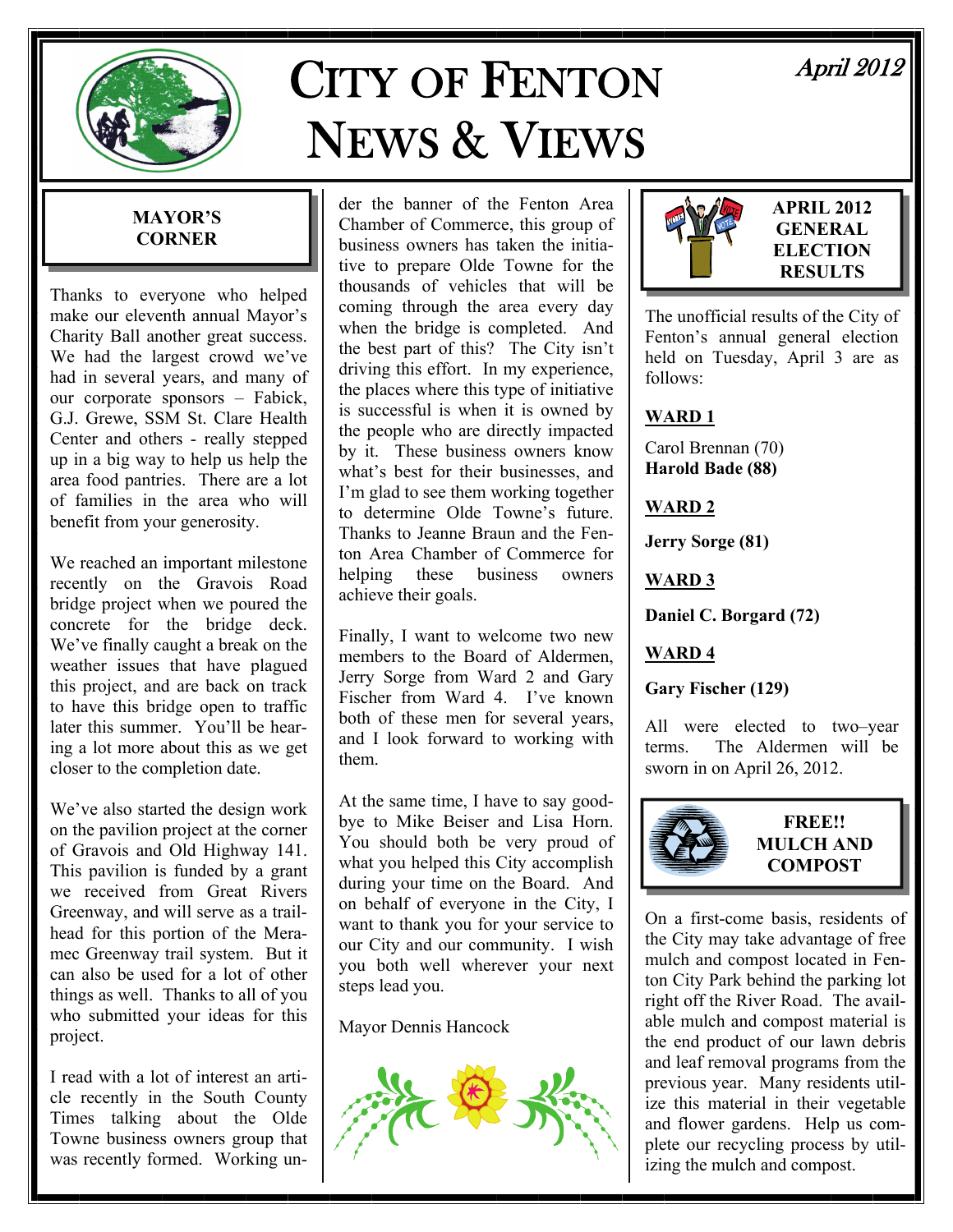# CITY OF FENTON NEWS & VIEWS

April 2012

## MAYOR'S CORNER

Thanks to everyone who helped make our eleventh annual Mayor's Charity Ball another great success. We had the largest crowd we've had in several years, and many of our corporate sponsors – Fabick, G.J. Grewe, SSM St. Clare Health Center and others - really stepped up in a big way to help us help the area food pantries. There are a lot of families in the area who will benefit from your generosity.

We reached an important milestone recently on the Gravois Road bridge project when we poured the concrete for the bridge deck. We've finally caught a break on the weather issues that have plagued this project, and are back on track to have this bridge open to traffic later this summer. You'll be hearing a lot more about this as we get closer to the completion date.

We've also started the design work on the pavilion project at the corner of Gravois and Old Highway 141. This pavilion is funded by a grant we received from Great Rivers Greenway, and will serve as a trailhead for this portion of the Meramec Greenway trail system. But it can also be used for a lot of other things as well. Thanks to all of you who submitted your ideas for this project.

I read with a lot of interest an article recently in the South County Times talking about the Olde Towne business owners group that was recently formed. Working under the banner of the Fenton Area Chamber of Commerce, this group of business owners has taken the initiative to prepare Olde Towne for the thousands of vehicles that will be coming through the area every day when the bridge is completed. And the best part of this? The City isn't driving this effort. In my experience, the places where this type of initiative is successful is when it is owned by the people who are directly impacted by it. These business owners know what's best for their businesses, and I'm glad to see them working together to determine Olde Towne's future. Thanks to Jeanne Braun and the Fenton Area Chamber of Commerce for helping these business owners achieve their goals.

Finally, I want to welcome two new members to the Board of Aldermen, Jerry Sorge from Ward 2 and Gary Fischer from Ward 4. I've known both of these men for several years, and I look forward to working with them.

At the same time, I have to say goodbye to Mike Beiser and Lisa Horn. You should both be very proud of what you helped this City accomplish during your time on the Board. And on behalf of everyone in the City, I want to thank you for your service to our City and our community. I wish you both well wherever your next steps lead you.

Mayor Dennis Hancock

## APRIL 2012 GENERAL ELECTION RESULTS

The unofficial results of the City of Fenton's annual general election held on Tuesday, April 3 are as follows:

**WARD 1**

Carol Brennan (70)
**Harold Bade (88)**

**WARD 2**

**Jerry Sorge (81)**

**WARD 3**

**Daniel C. Borgard (72)**

**WARD 4**

**Gary Fischer (129)**

All were elected to two–year terms. The Aldermen will be sworn in on April 26, 2012.

## FREE!! MULCH AND COMPOST

On a first-come basis, residents of the City may take advantage of free mulch and compost located in Fenton City Park behind the parking lot right off the River Road. The available mulch and compost material is the end product of our lawn debris and leaf removal programs from the previous year. Many residents utilize this material in their vegetable and flower gardens. Help us complete our recycling process by utilizing the mulch and compost.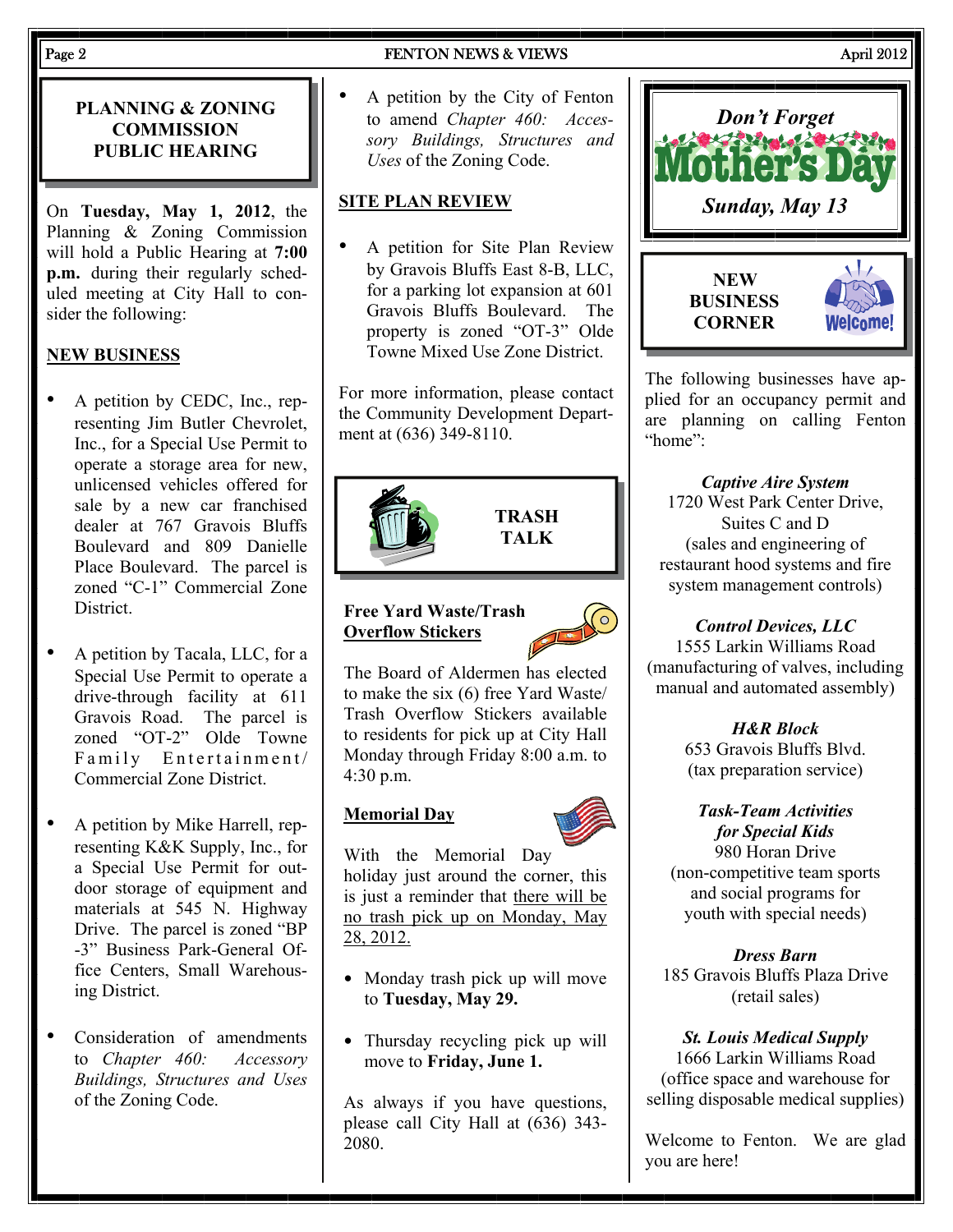## PLANNING & ZONING COMMISSION PUBLIC HEARING

On **Tuesday, May 1, 2012**, the Planning & Zoning Commission will hold a Public Hearing at **7:00 p.m.** during their regularly scheduled meeting at City Hall to consider the following:

**NEW BUSINESS**

- A petition by CEDC, Inc., representing Jim Butler Chevrolet, Inc., for a Special Use Permit to operate a storage area for new, unlicensed vehicles offered for sale by a new car franchised dealer at 767 Gravois Bluffs Boulevard and 809 Danielle Place Boulevard. The parcel is zoned "C-1" Commercial Zone District.
- A petition by Tacala, LLC, for a Special Use Permit to operate a drive-through facility at 611 Gravois Road. The parcel is zoned "OT-2" Olde Towne Family Entertainment/Commercial Zone District.
- A petition by Mike Harrell, representing K&K Supply, Inc., for a Special Use Permit for outdoor storage of equipment and materials at 545 N. Highway Drive. The parcel is zoned "BP-3" Business Park-General Office Centers, Small Warehousing District.
- Consideration of amendments to *Chapter 460: Accessory Buildings, Structures and Uses* of the Zoning Code.
- A petition by the City of Fenton to amend *Chapter 460: Accessory Buildings, Structures and Uses* of the Zoning Code.

**SITE PLAN REVIEW**

- A petition for Site Plan Review by Gravois Bluffs East 8-B, LLC, for a parking lot expansion at 601 Gravois Bluffs Boulevard. The property is zoned "OT-3" Olde Towne Mixed Use Zone District.

For more information, please contact the Community Development Department at (636) 349-8110.

## TRASH TALK

**Free Yard Waste/Trash Overflow Stickers**

The Board of Aldermen has elected to make the six (6) free Yard Waste/Trash Overflow Stickers available to residents for pick up at City Hall Monday through Friday 8:00 a.m. to 4:30 p.m.

**Memorial Day**

With the Memorial Day holiday just around the corner, this is just a reminder that there will be no trash pick up on Monday, May 28, 2012.

- Monday trash pick up will move to **Tuesday, May 29.**
- Thursday recycling pick up will move to **Friday, June 1.**

As always if you have questions, please call City Hall at (636) 343-2080.

## *Don't Forget* Mother's Day *Sunday, May 13*

## NEW BUSINESS CORNER

Welcome!

The following businesses have applied for an occupancy permit and are planning on calling Fenton "home":

***Captive Aire System***
1720 West Park Center Drive, Suites C and D
(sales and engineering of restaurant hood systems and fire system management controls)

***Control Devices, LLC***
1555 Larkin Williams Road
(manufacturing of valves, including manual and automated assembly)

***H&R Block***
653 Gravois Bluffs Blvd.
(tax preparation service)

***Task-Team Activities for Special Kids***
980 Horan Drive
(non-competitive team sports and social programs for youth with special needs)

***Dress Barn***
185 Gravois Bluffs Plaza Drive
(retail sales)

***St. Louis Medical Supply***
1666 Larkin Williams Road
(office space and warehouse for selling disposable medical supplies)

Welcome to Fenton. We are glad you are here!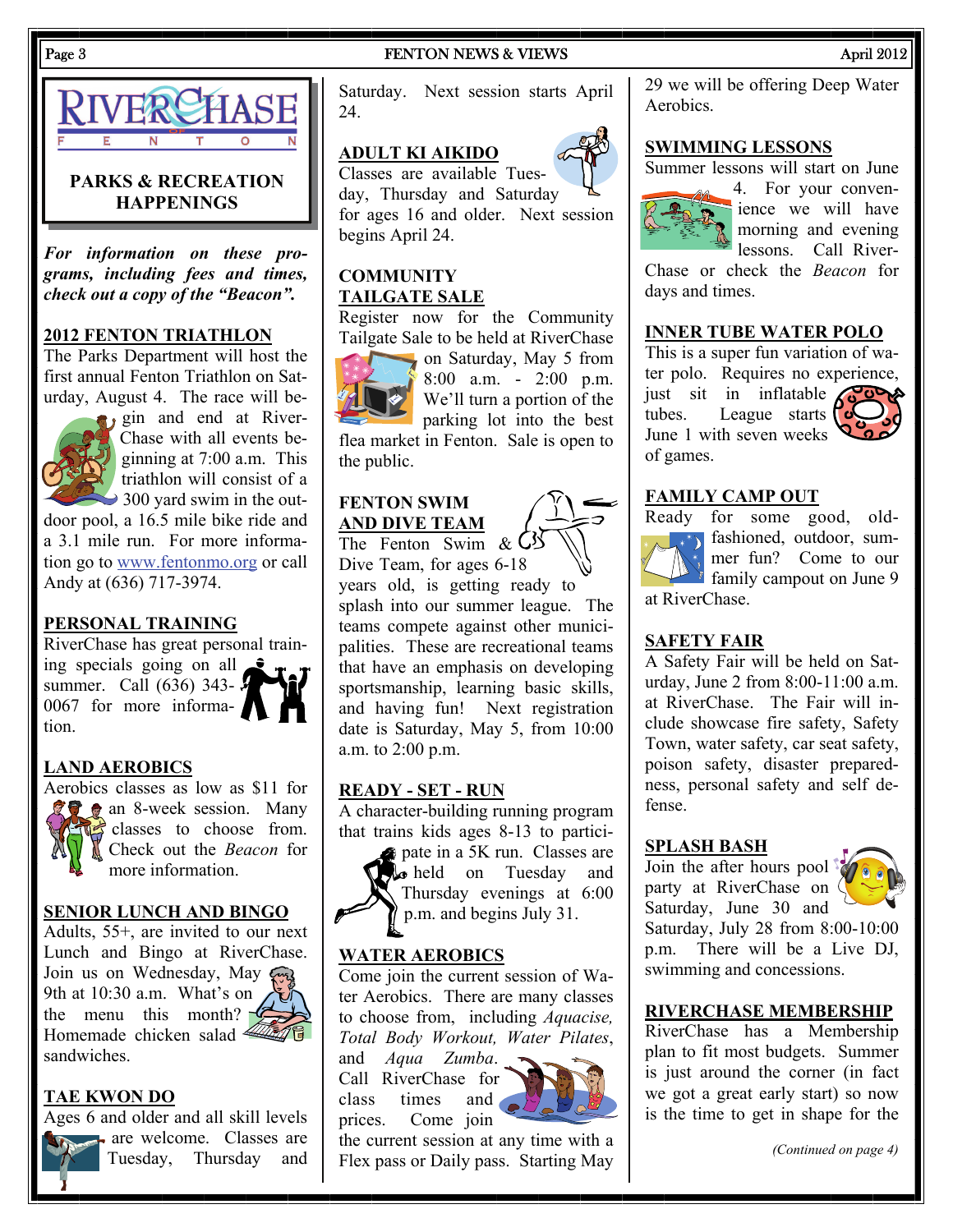# RIVERCHASE OF FENTON

## PARKS & RECREATION HAPPENINGS

***For information on these programs, including fees and times, check out a copy of the "Beacon".***

**2012 FENTON TRIATHLON**

The Parks Department will host the first annual Fenton Triathlon on Saturday, August 4. The race will begin and end at RiverChase with all events beginning at 7:00 a.m. This triathlon will consist of a 300 yard swim in the outdoor pool, a 16.5 mile bike ride and a 3.1 mile run. For more information go to www.fentonmo.org or call Andy at (636) 717-3974.

**PERSONAL TRAINING**

RiverChase has great personal training specials going on all summer. Call (636) 343-0067 for more information.

**LAND AEROBICS**

Aerobics classes as low as $11 for an 8-week session. Many classes to choose from. Check out the *Beacon* for more information.

**SENIOR LUNCH AND BINGO**

Adults, 55+, are invited to our next Lunch and Bingo at RiverChase. Join us on Wednesday, May 9th at 10:30 a.m. What's on the menu this month? Homemade chicken salad sandwiches.

**TAE KWON DO**

Ages 6 and older and all skill levels are welcome. Classes are Tuesday, Thursday and Saturday. Next session starts April 24.

**ADULT KI AIKIDO**

Classes are available Tuesday, Thursday and Saturday for ages 16 and older. Next session begins April 24.

**COMMUNITY TAILGATE SALE**

Register now for the Community Tailgate Sale to be held at RiverChase on Saturday, May 5 from 8:00 a.m. - 2:00 p.m. We'll turn a portion of the parking lot into the best flea market in Fenton. Sale is open to the public.

**FENTON SWIM AND DIVE TEAM**

The Fenton Swim & Dive Team, for ages 6-18 years old, is getting ready to splash into our summer league. The teams compete against other municipalities. These are recreational teams that have an emphasis on developing sportsmanship, learning basic skills, and having fun! Next registration date is Saturday, May 5, from 10:00 a.m. to 2:00 p.m.

**READY - SET - RUN**

A character-building running program that trains kids ages 8-13 to participate in a 5K run. Classes are held on Tuesday and Thursday evenings at 6:00 p.m. and begins July 31.

**WATER AEROBICS**

Come join the current session of Water Aerobics. There are many classes to choose from, including *Aquacise, Total Body Workout, Water Pilates*, and *Aqua Zumba*. Call RiverChase for class times and prices. Come join the current session at any time with a Flex pass or Daily pass. Starting May 29 we will be offering Deep Water Aerobics.

**SWIMMING LESSONS**

Summer lessons will start on June 4. For your convenience we will have morning and evening lessons. Call RiverChase or check the *Beacon* for days and times.

**INNER TUBE WATER POLO**

This is a super fun variation of water polo. Requires no experience, just sit in inflatable tubes. League starts June 1 with seven weeks of games.

**FAMILY CAMP OUT**

Ready for some good, old-fashioned, outdoor, summer fun? Come to our family campout on June 9 at RiverChase.

**SAFETY FAIR**

A Safety Fair will be held on Saturday, June 2 from 8:00-11:00 a.m. at RiverChase. The Fair will include showcase fire safety, Safety Town, water safety, car seat safety, poison safety, disaster preparedness, personal safety and self defense.

**SPLASH BASH**

Join the after hours pool party at RiverChase on Saturday, June 30 and Saturday, July 28 from 8:00-10:00 p.m. There will be a Live DJ, swimming and concessions.

**RIVERCHASE MEMBERSHIP**

RiverChase has a Membership plan to fit most budgets. Summer is just around the corner (in fact we got a great early start) so now is the time to get in shape for the

*(Continued on page 4)*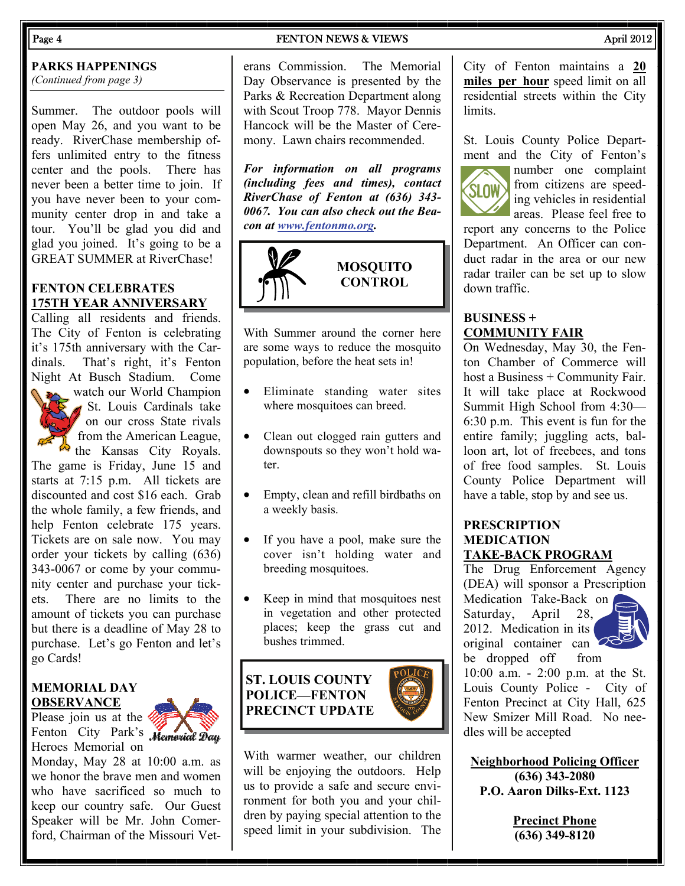## PARKS HAPPENINGS

*(Continued from page 3)*

Summer. The outdoor pools will open May 26, and you want to be ready. RiverChase membership offers unlimited entry to the fitness center and the pools. There has never been a better time to join. If you have never been to your community center drop in and take a tour. You'll be glad you did and glad you joined. It's going to be a GREAT SUMMER at RiverChase!

## FENTON CELEBRATES 175TH YEAR ANNIVERSARY

Calling all residents and friends. The City of Fenton is celebrating it's 175th anniversary with the Cardinals. That's right, it's Fenton Night At Busch Stadium. Come watch our World Champion St. Louis Cardinals take on our cross State rivals from the American League, the Kansas City Royals. The game is Friday, June 15 and starts at 7:15 p.m. All tickets are discounted and cost $16 each. Grab the whole family, a few friends, and help Fenton celebrate 175 years. Tickets are on sale now. You may order your tickets by calling (636) 343-0067 or come by your community center and purchase your tickets. There are no limits to the amount of tickets you can purchase but there is a deadline of May 28 to purchase. Let's go Fenton and let's go Cards!

## MEMORIAL DAY OBSERVANCE

Please join us at the Fenton City Park's Heroes Memorial on Monday, May 28 at 10:00 a.m. as we honor the brave men and women who have sacrificed so much to keep our country safe. Our Guest Speaker will be Mr. John Comerford, Chairman of the Missouri Veterans Commission. The Memorial Day Observance is presented by the Parks & Recreation Department along with Scout Troop 778. Mayor Dennis Hancock will be the Master of Ceremony. Lawn chairs recommended.

***For information on all programs (including fees and times), contact RiverChase of Fenton at (636) 343-0067. You can also check out the Beacon at www.fentonmo.org.***

## MOSQUITO CONTROL

With Summer around the corner here are some ways to reduce the mosquito population, before the heat sets in!

- Eliminate standing water sites where mosquitoes can breed.
- Clean out clogged rain gutters and downspouts so they won't hold water.
- Empty, clean and refill birdbaths on a weekly basis.
- If you have a pool, make sure the cover isn't holding water and breeding mosquitoes.
- Keep in mind that mosquitoes nest in vegetation and other protected places; keep the grass cut and bushes trimmed.

## ST. LOUIS COUNTY POLICE—FENTON PRECINCT UPDATE

With warmer weather, our children will be enjoying the outdoors. Help us to provide a safe and secure environment for both you and your children by paying special attention to the speed limit in your subdivision. The City of Fenton maintains a **20 miles per hour** speed limit on all residential streets within the City limits.

St. Louis County Police Department and the City of Fenton's number one complaint from citizens are speeding vehicles in residential areas. Please feel free to report any concerns to the Police Department. An Officer can conduct radar in the area or our new radar trailer can be set up to slow down traffic.

## BUSINESS + COMMUNITY FAIR

On Wednesday, May 30, the Fenton Chamber of Commerce will host a Business + Community Fair. It will take place at Rockwood Summit High School from 4:30—6:30 p.m. This event is fun for the entire family; juggling acts, balloon art, lot of freebies, and tons of free food samples. St. Louis County Police Department will have a table, stop by and see us.

## PRESCRIPTION MEDICATION TAKE-BACK PROGRAM

The Drug Enforcement Agency (DEA) will sponsor a Prescription Medication Take-Back on Saturday, April 28, 2012. Medication in its original container can be dropped off from 10:00 a.m. - 2:00 p.m. at the St. Louis County Police - City of Fenton Precinct at City Hall, 625 New Smizer Mill Road. No needles will be accepted

**Neighborhood Policing Officer**
**(636) 343-2080**
**P.O. Aaron Dilks-Ext. 1123**

**Precinct Phone**
**(636) 349-8120**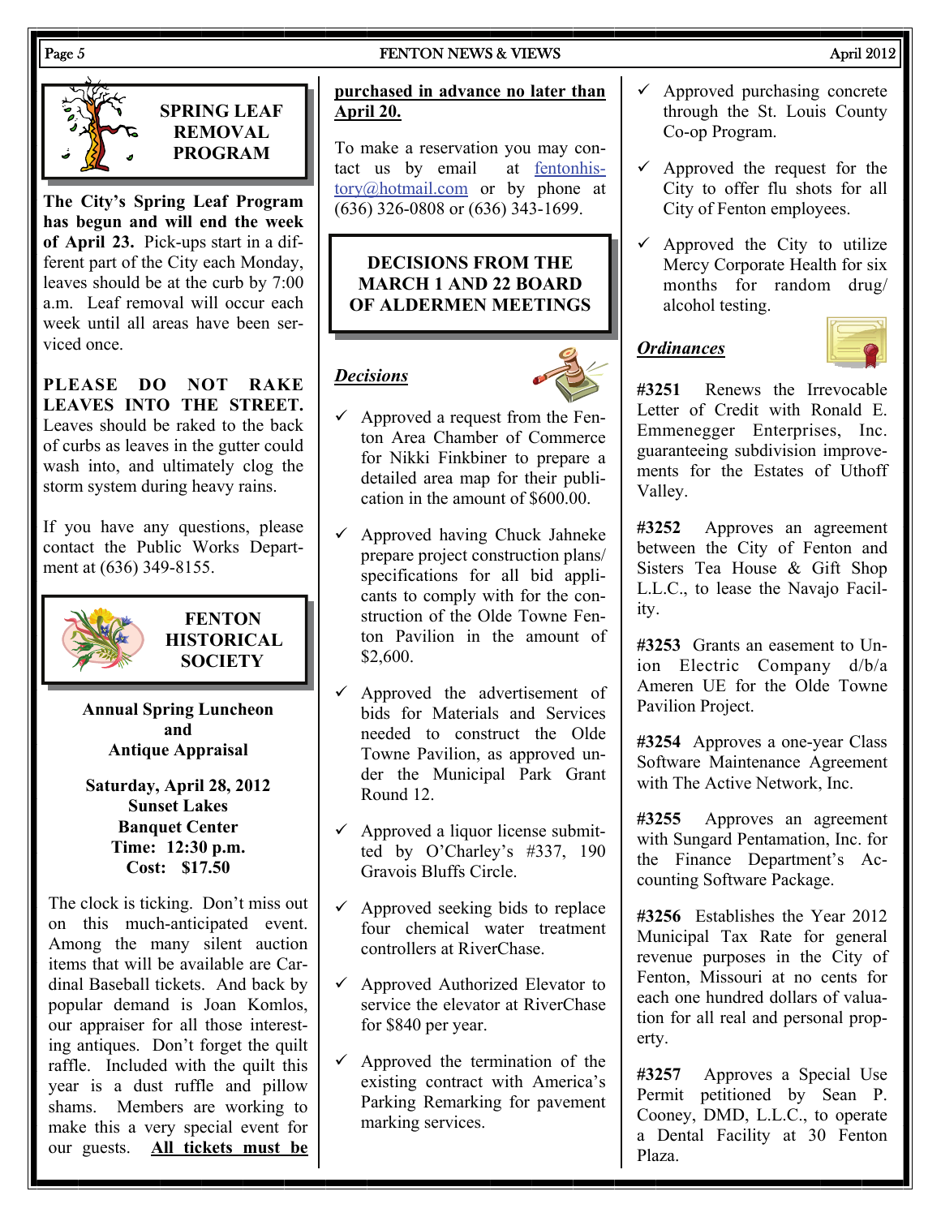## SPRING LEAF REMOVAL PROGRAM

**The City's Spring Leaf Program has begun and will end the week of April 23.** Pick-ups start in a different part of the City each Monday, leaves should be at the curb by 7:00 a.m. Leaf removal will occur each week until all areas have been serviced once.

**PLEASE DO NOT RAKE LEAVES INTO THE STREET.** Leaves should be raked to the back of curbs as leaves in the gutter could wash into, and ultimately clog the storm system during heavy rains.

If you have any questions, please contact the Public Works Department at (636) 349-8155.

## FENTON HISTORICAL SOCIETY

**Annual Spring Luncheon and Antique Appraisal**

**Saturday, April 28, 2012**
**Sunset Lakes Banquet Center**
**Time: 12:30 p.m.**
**Cost: $17.50**

The clock is ticking. Don't miss out on this much-anticipated event. Among the many silent auction items that will be available are Cardinal Baseball tickets. And back by popular demand is Joan Komlos, our appraiser for all those interesting antiques. Don't forget the quilt raffle. Included with the quilt this year is a dust ruffle and pillow shams. Members are working to make this a very special event for our guests. **All tickets must be purchased in advance no later than April 20.**

To make a reservation you may contact us by email at fentonhistory@hotmail.com or by phone at (636) 326-0808 or (636) 343-1699.

## DECISIONS FROM THE MARCH 1 AND 22 BOARD OF ALDERMEN MEETINGS

### *Decisions*

- ✓ Approved a request from the Fenton Area Chamber of Commerce for Nikki Finkbiner to prepare a detailed area map for their publication in the amount of $600.00.
- ✓ Approved having Chuck Jahneke prepare project construction plans/ specifications for all bid applicants to comply with for the construction of the Olde Towne Fenton Pavilion in the amount of $2,600.
- ✓ Approved the advertisement of bids for Materials and Services needed to construct the Olde Towne Pavilion, as approved under the Municipal Park Grant Round 12.
- ✓ Approved a liquor license submitted by O'Charley's #337, 190 Gravois Bluffs Circle.
- ✓ Approved seeking bids to replace four chemical water treatment controllers at RiverChase.
- ✓ Approved Authorized Elevator to service the elevator at RiverChase for $840 per year.
- ✓ Approved the termination of the existing contract with America's Parking Remarking for pavement marking services.
- ✓ Approved purchasing concrete through the St. Louis County Co-op Program.
- ✓ Approved the request for the City to offer flu shots for all City of Fenton employees.
- ✓ Approved the City to utilize Mercy Corporate Health for six months for random drug/ alcohol testing.

### *Ordinances*

**#3251** Renews the Irrevocable Letter of Credit with Ronald E. Emmenegger Enterprises, Inc. guaranteeing subdivision improvements for the Estates of Uthoff Valley.

**#3252** Approves an agreement between the City of Fenton and Sisters Tea House & Gift Shop L.L.C., to lease the Navajo Facility.

**#3253** Grants an easement to Union Electric Company d/b/a Ameren UE for the Olde Towne Pavilion Project.

**#3254** Approves a one-year Class Software Maintenance Agreement with The Active Network, Inc.

**#3255** Approves an agreement with Sungard Pentamation, Inc. for the Finance Department's Accounting Software Package.

**#3256** Establishes the Year 2012 Municipal Tax Rate for general revenue purposes in the City of Fenton, Missouri at no cents for each one hundred dollars of valuation for all real and personal property.

**#3257** Approves a Special Use Permit petitioned by Sean P. Cooney, DMD, L.L.C., to operate a Dental Facility at 30 Fenton Plaza.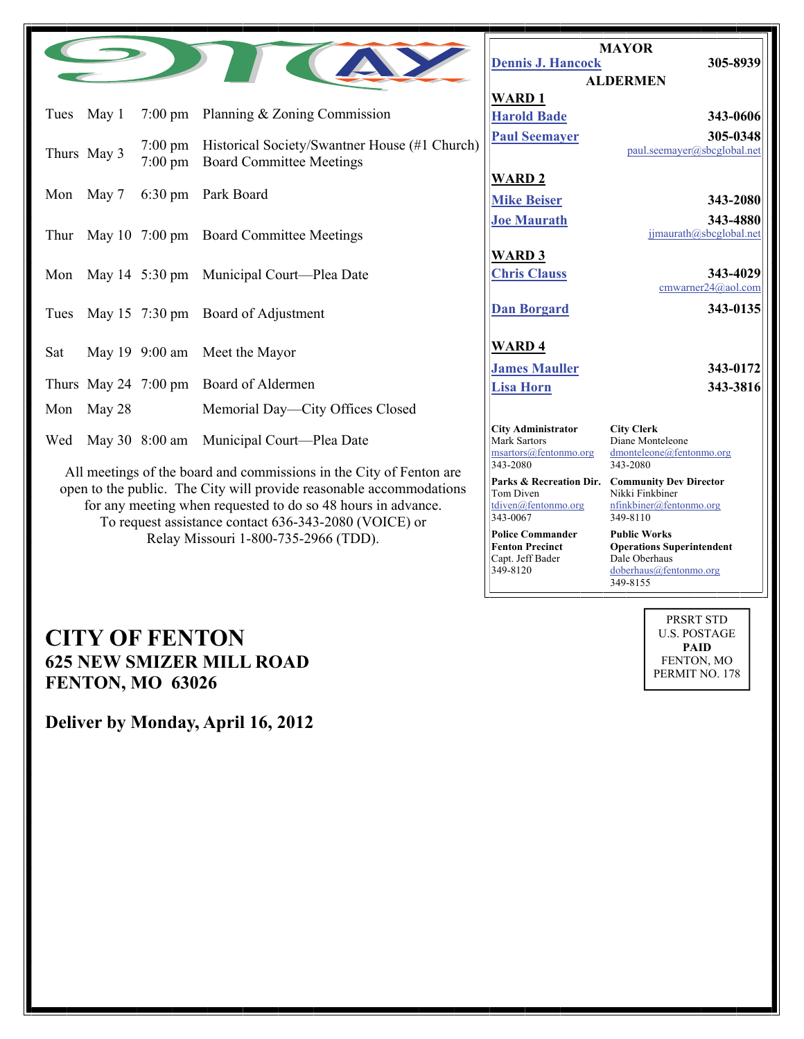# MAY

| | | | |
|---|---|---|---|
| Tues | May 1 | 7:00 pm | Planning & Zoning Commission |
| Thurs | May 3 | 7:00 pm<br>7:00 pm | Historical Society/Swantner House (#1 Church)<br>Board Committee Meetings |
| Mon | May 7 | 6:30 pm | Park Board |
| Thur | May 10 | 7:00 pm | Board Committee Meetings |
| Mon | May 14 | 5:30 pm | Municipal Court—Plea Date |
| Tues | May 15 | 7:30 pm | Board of Adjustment |
| Sat | May 19 | 9:00 am | Meet the Mayor |
| Thurs | May 24 | 7:00 pm | Board of Aldermen |
| Mon | May 28 | | Memorial Day—City Offices Closed |
| Wed | May 30 | 8:00 am | Municipal Court—Plea Date |

All meetings of the board and commissions in the City of Fenton are open to the public. The City will provide reasonable accommodations for any meeting when requested to do so 48 hours in advance. To request assistance contact 636-343-2080 (VOICE) or Relay Missouri 1-800-735-2966 (TDD).

**MAYOR**

**Dennis J. Hancock** 305-8939

**ALDERMEN**

**WARD 1**

**Harold Bade** 343-0606

**Paul Seemayer** 305-0348
paul.seemayer@sbcglobal.net

**WARD 2**

**Mike Beiser** 343-2080

**Joe Maurath** 343-4880
jjmaurath@sbcglobal.net

**WARD 3**

**Chris Clauss** 343-4029
cmwarner24@aol.com

**Dan Borgard** 343-0135

**WARD 4**

**James Mauller** 343-0172

**Lisa Horn** 343-3816

**City Administrator**
Mark Sartors
msartors@fentonmo.org
343-2080

**City Clerk**
Diane Monteleone
dmonteleone@fentonmo.org
343-2080

**Parks & Recreation Dir.**
Tom Diven
tdiven@fentonmo.org
343-0067

**Community Dev Director**
Nikki Finkbiner
nfinkbiner@fentonmo.org
349-8110

**Police Commander**
**Fenton Precinct**
Capt. Jeff Bader
349-8120

**Public Works**
**Operations Superintendent**
Dale Oberhaus
doberhaus@fentonmo.org
349-8155

PRSRT STD
U.S. POSTAGE
**PAID**
FENTON, MO
PERMIT NO. 178

## CITY OF FENTON
### 625 NEW SMIZER MILL ROAD
### FENTON, MO 63026

**Deliver by Monday, April 16, 2012**